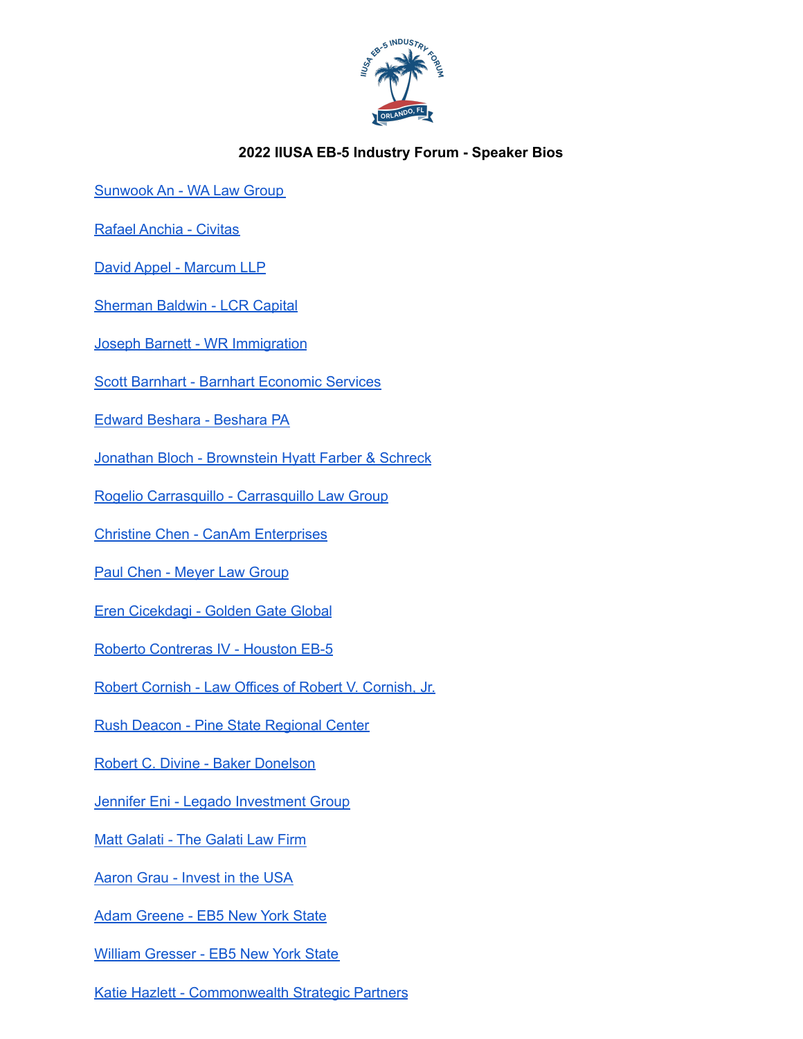**2022 IIUSA EB-5 Industry Forum - Speaker Bios**

Sunwook An - WA Law Group

Rafael Anchia - Civitas

David Appel - Marcum LLP

Sherman Baldwin - LCR Capital

Joseph Barnett - WR Immigration

Scott Barnhart - Barnhart Economic Services

Edward Beshara - Beshara PA

Jonathan Bloch - Brownstein Hyatt Farber & Schreck

Rogelio Carrasquillo - Carrasquillo Law Group

Christine Chen - CanAm Enterprises

Paul Chen - Meyer Law Group

Eren Cicekdagi - Golden Gate Global

Roberto Contreras IV - Houston EB-5

Robert Cornish - Law Offices of Robert V. Cornish, Jr.

Rush Deacon - Pine State Regional Center

Robert C. Divine - Baker Donelson

Jennifer Eni - Legado Investment Group

Matt Galati - The Galati Law Firm

Aaron Grau - Invest in the USA

Adam Greene - EB5 New York State

William Gresser - EB5 New York State

Katie Hazlett - Commonwealth Strategic Partners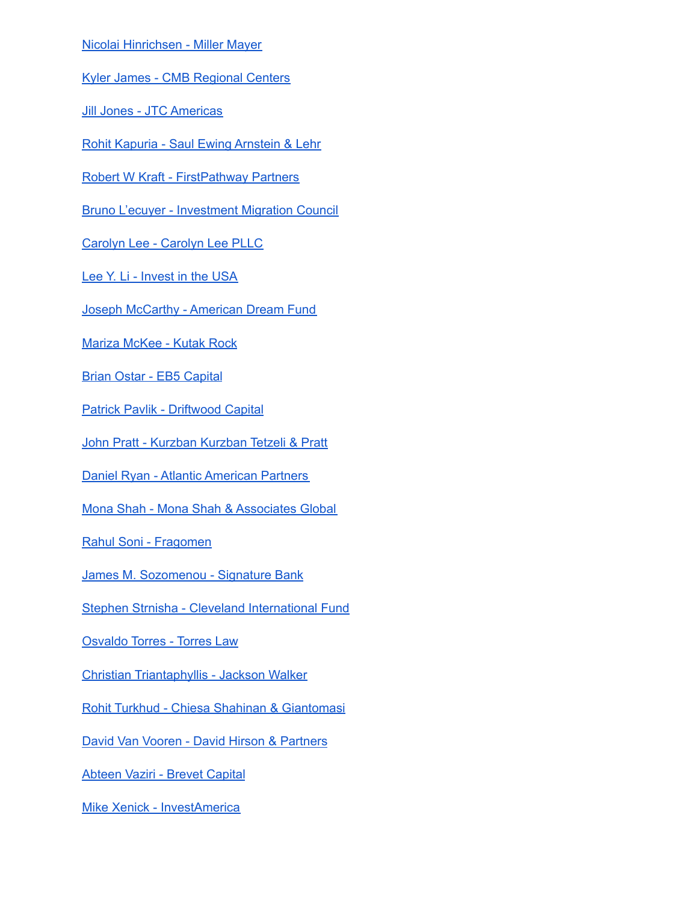Nicolai Hinrichsen - Miller Mayer

Kyler James - CMB Regional Centers

Jill Jones - JTC Americas

Rohit Kapuria - Saul Ewing Arnstein & Lehr

Robert W Kraft - FirstPathway Partners

Bruno L'ecuyer - Investment Migration Council

Carolyn Lee - Carolyn Lee PLLC

Lee Y. Li - Invest in the USA

Joseph McCarthy - American Dream Fund

Mariza McKee - Kutak Rock

Brian Ostar - EB5 Capital

Patrick Pavlik - Driftwood Capital

John Pratt - Kurzban Kurzban Tetzeli & Pratt

Daniel Ryan - Atlantic American Partners

Mona Shah - Mona Shah & Associates Global

Rahul Soni - Fragomen

James M. Sozomenou - Signature Bank

Stephen Strnisha - Cleveland International Fund

Osvaldo Torres - Torres Law

Christian Triantaphyllis - Jackson Walker

Rohit Turkhud - Chiesa Shahinan & Giantomasi

David Van Vooren - David Hirson & Partners

Abteen Vaziri - Brevet Capital

Mike Xenick - InvestAmerica